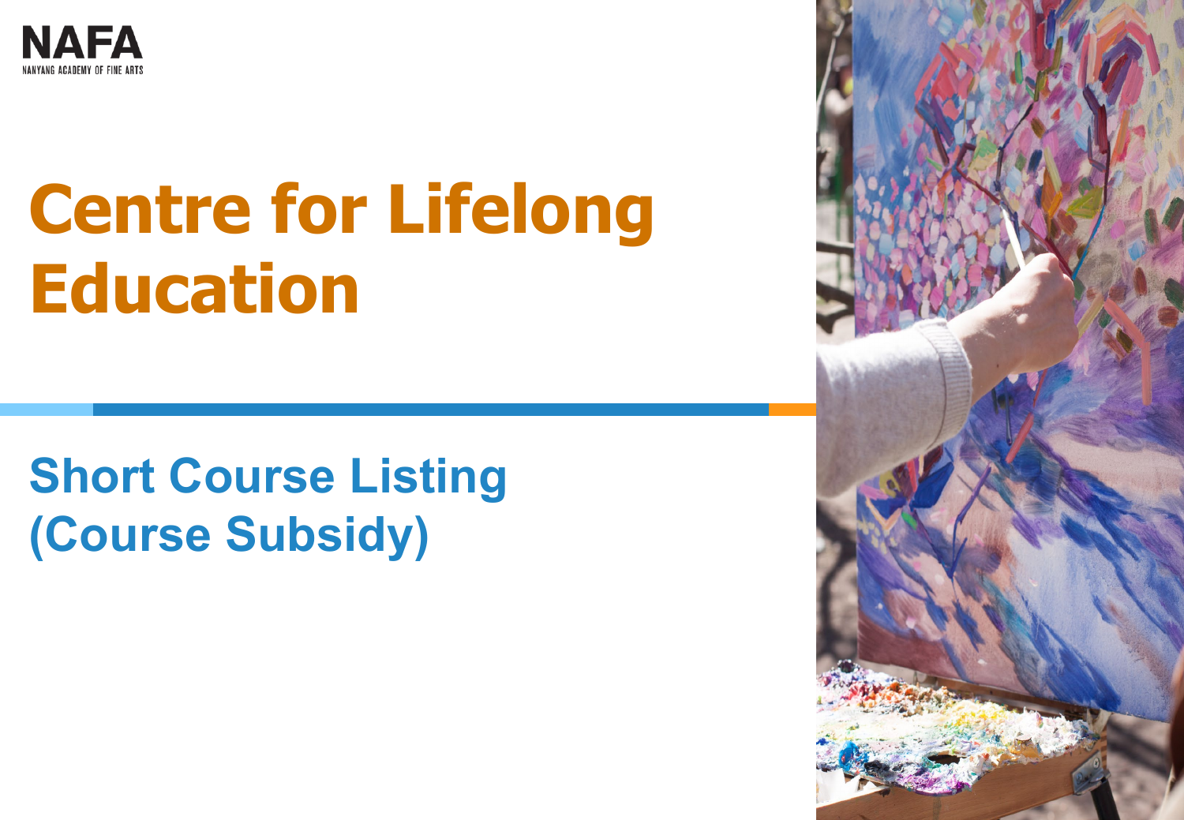NAFA

NANYANG ACADEMY OF FINE ARTS

# Centre for Lifelong Education

## Short Course Listing (Course Subsidy)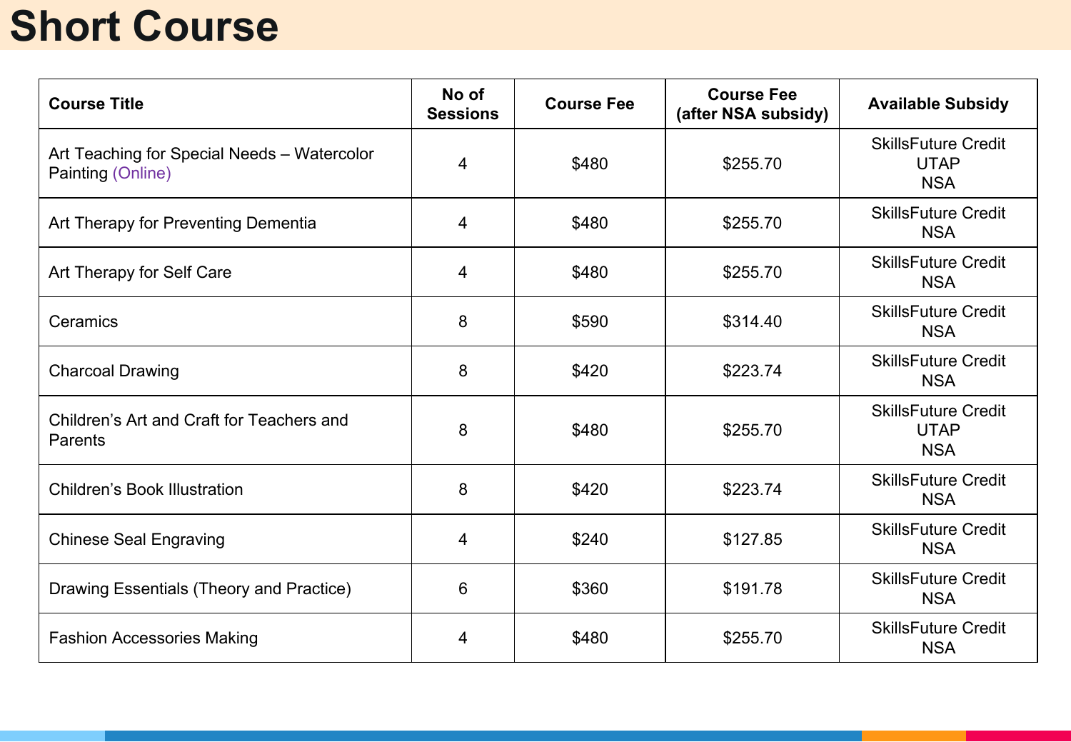# Short Course

| Course Title | No of Sessions | Course Fee | Course Fee (after NSA subsidy) | Available Subsidy |
|---|---|---|---|---|
| Art Teaching for Special Needs – Watercolor Painting (Online) | 4 | $480 | $255.70 | SkillsFuture Credit<br>UTAP<br>NSA |
| Art Therapy for Preventing Dementia | 4 | $480 | $255.70 | SkillsFuture Credit<br>NSA |
| Art Therapy for Self Care | 4 | $480 | $255.70 | SkillsFuture Credit<br>NSA |
| Ceramics | 8 | $590 | $314.40 | SkillsFuture Credit<br>NSA |
| Charcoal Drawing | 8 | $420 | $223.74 | SkillsFuture Credit<br>NSA |
| Children's Art and Craft for Teachers and Parents | 8 | $480 | $255.70 | SkillsFuture Credit<br>UTAP<br>NSA |
| Children's Book Illustration | 8 | $420 | $223.74 | SkillsFuture Credit<br>NSA |
| Chinese Seal Engraving | 4 | $240 | $127.85 | SkillsFuture Credit<br>NSA |
| Drawing Essentials (Theory and Practice) | 6 | $360 | $191.78 | SkillsFuture Credit<br>NSA |
| Fashion Accessories Making | 4 | $480 | $255.70 | SkillsFuture Credit<br>NSA |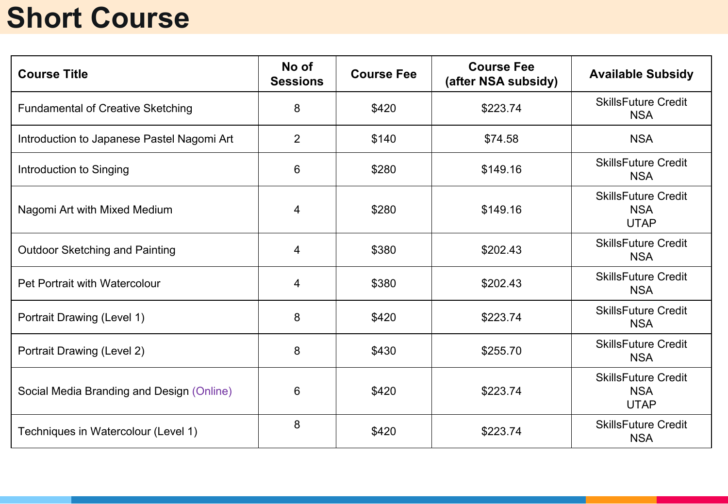# Short Course

| Course Title | No of Sessions | Course Fee | Course Fee (after NSA subsidy) | Available Subsidy |
|---|---|---|---|---|
| Fundamental of Creative Sketching | 8 | $420 | $223.74 | SkillsFuture Credit<br>NSA |
| Introduction to Japanese Pastel Nagomi Art | 2 | $140 | $74.58 | NSA |
| Introduction to Singing | 6 | $280 | $149.16 | SkillsFuture Credit<br>NSA |
| Nagomi Art with Mixed Medium | 4 | $280 | $149.16 | SkillsFuture Credit<br>NSA<br>UTAP |
| Outdoor Sketching and Painting | 4 | $380 | $202.43 | SkillsFuture Credit<br>NSA |
| Pet Portrait with Watercolour | 4 | $380 | $202.43 | SkillsFuture Credit<br>NSA |
| Portrait Drawing (Level 1) | 8 | $420 | $223.74 | SkillsFuture Credit<br>NSA |
| Portrait Drawing (Level 2) | 8 | $430 | $255.70 | SkillsFuture Credit<br>NSA |
| Social Media Branding and Design (Online) | 6 | $420 | $223.74 | SkillsFuture Credit<br>NSA<br>UTAP |
| Techniques in Watercolour (Level 1) | 8 | $420 | $223.74 | SkillsFuture Credit<br>NSA |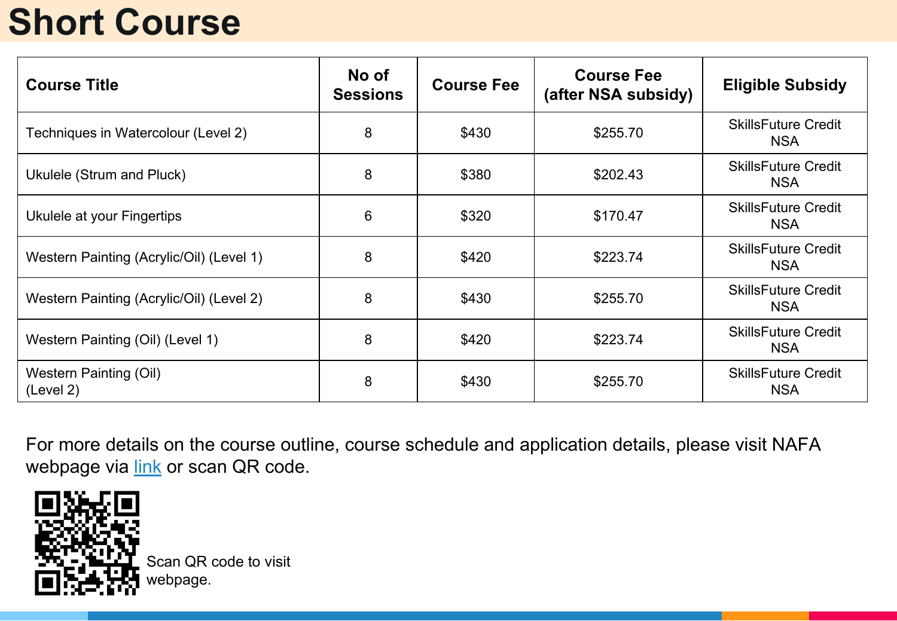# Short Course

| Course Title | No of Sessions | Course Fee | Course Fee (after NSA subsidy) | Eligible Subsidy |
|---|---|---|---|---|
| Techniques in Watercolour (Level 2) | 8 | $430 | $255.70 | SkillsFuture Credit NSA |
| Ukulele (Strum and Pluck) | 8 | $380 | $202.43 | SkillsFuture Credit NSA |
| Ukulele at your Fingertips | 6 | $320 | $170.47 | SkillsFuture Credit NSA |
| Western Painting (Acrylic/Oil) (Level 1) | 8 | $420 | $223.74 | SkillsFuture Credit NSA |
| Western Painting (Acrylic/Oil) (Level 2) | 8 | $430 | $255.70 | SkillsFuture Credit NSA |
| Western Painting (Oil) (Level 1) | 8 | $420 | $223.74 | SkillsFuture Credit NSA |
| Western Painting (Oil) (Level 2) | 8 | $430 | $255.70 | SkillsFuture Credit NSA |

For more details on the course outline, course schedule and application details, please visit NAFA webpage via link or scan QR code.

Scan QR code to visit webpage.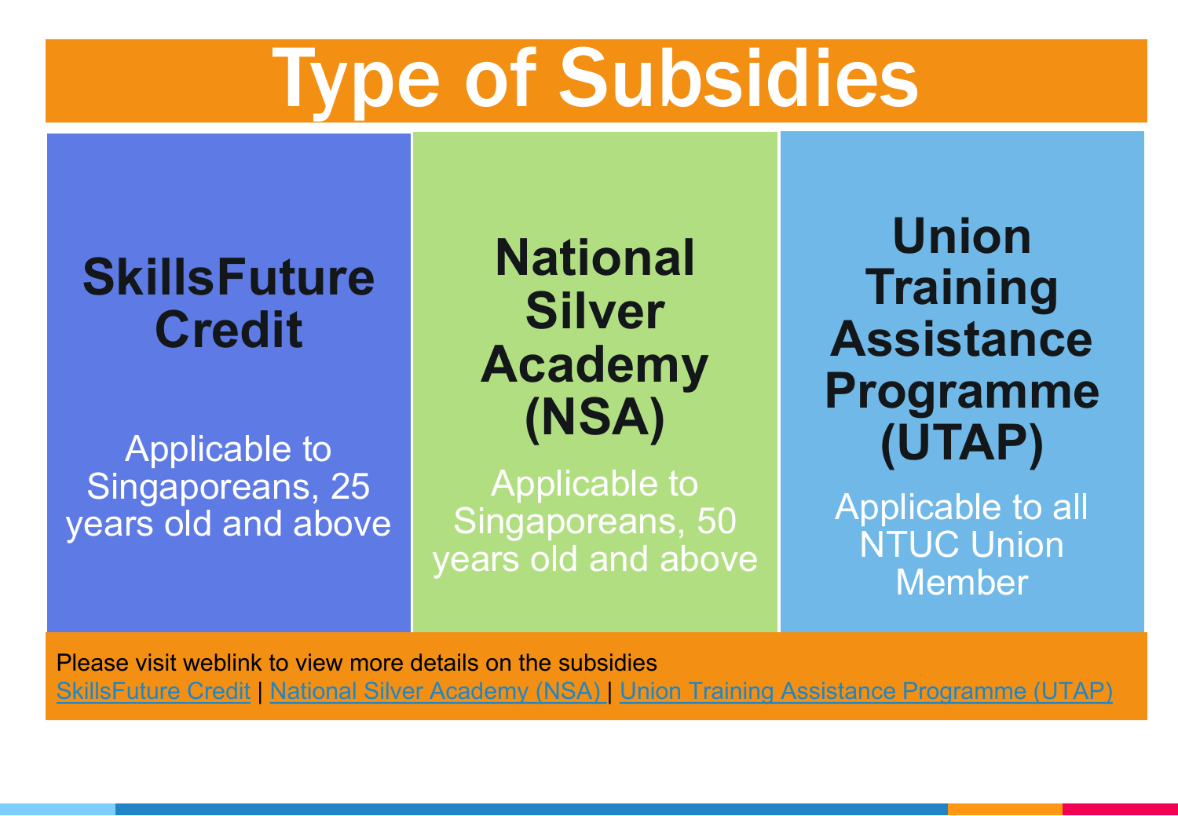# Type of Subsidies

## SkillsFuture Credit

Applicable to Singaporeans, 25 years old and above

## National Silver Academy (NSA)

Applicable to Singaporeans, 50 years old and above

## Union Training Assistance Programme (UTAP)

Applicable to all NTUC Union Member

Please visit weblink to view more details on the subsidies

SkillsFuture Credit | National Silver Academy (NSA) | Union Training Assistance Programme (UTAP)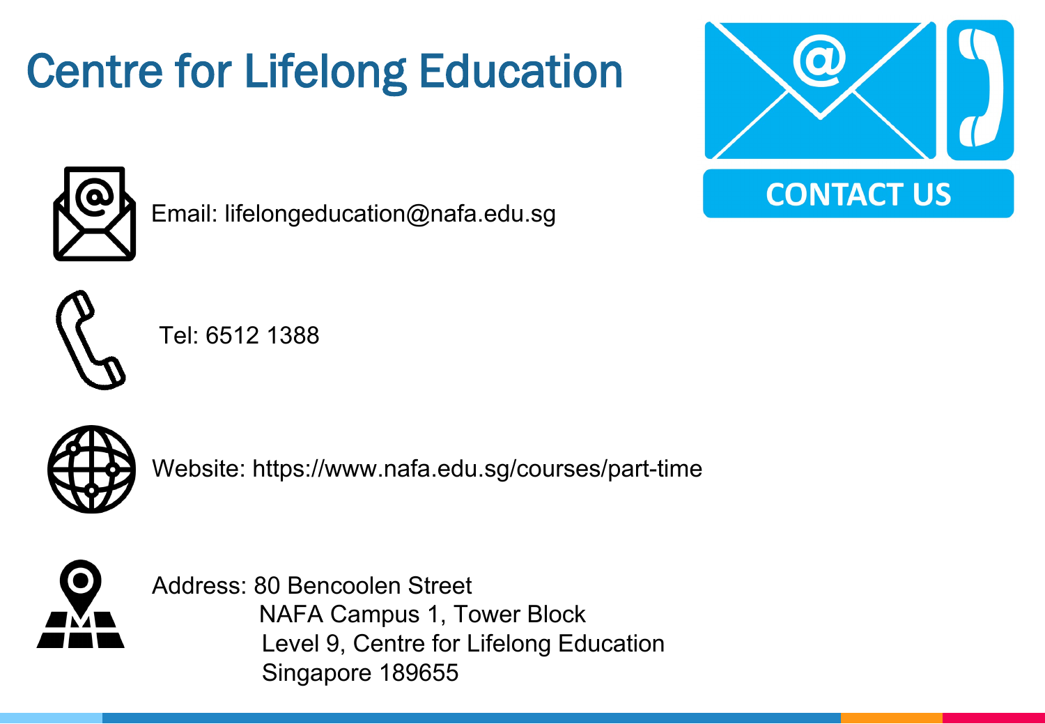# Centre for Lifelong Education

CONTACT US

Email: lifelongeducation@nafa.edu.sg

Tel: 6512 1388

Website: https://www.nafa.edu.sg/courses/part-time

Address: 80 Bencoolen Street
NAFA Campus 1, Tower Block
Level 9, Centre for Lifelong Education
Singapore 189655